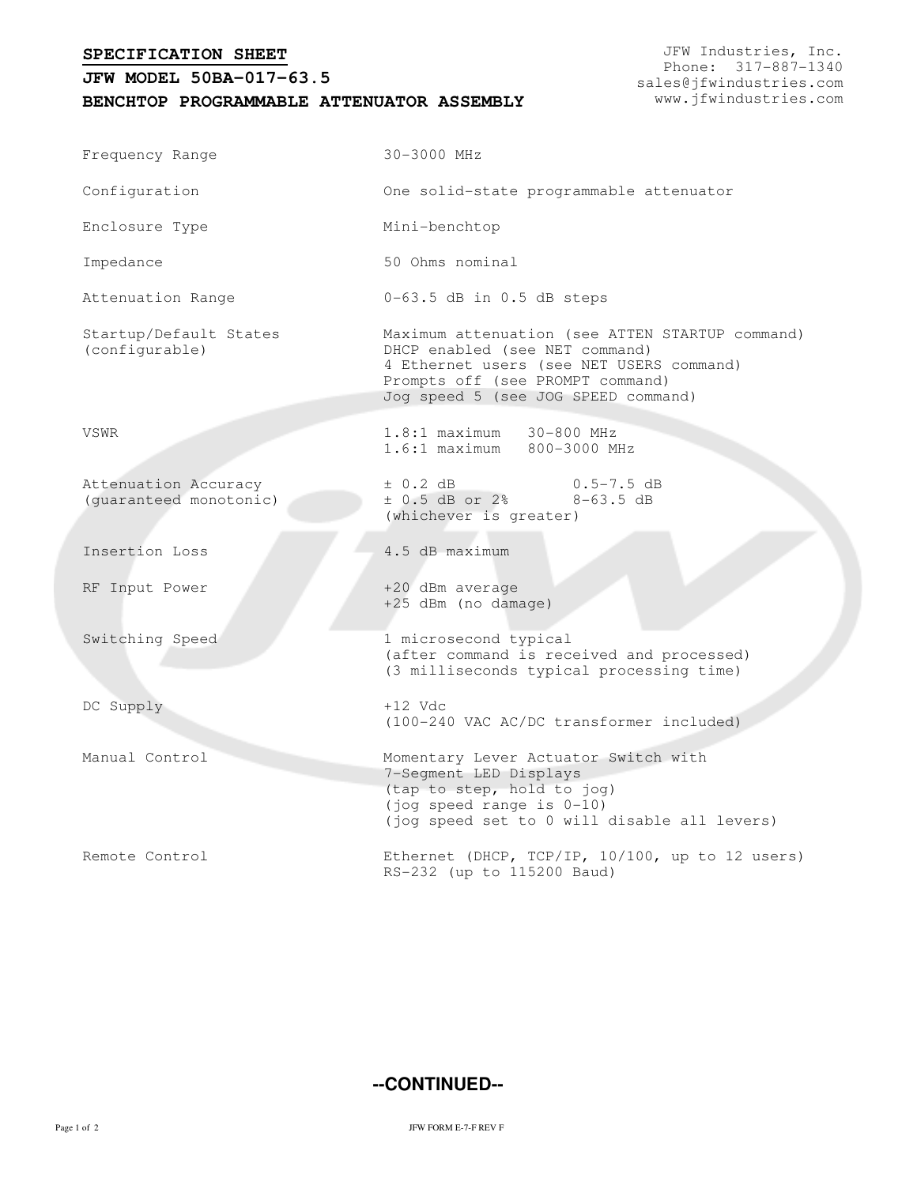# SPECIFICATION SHEET

## JFW MODEL 50BA-017-63.5

## BENCHTOP PROGRAMMABLE ATTENUATOR ASSEMBLY

JFW Industries, Inc.
Phone: 317-887-1340
sales@jfwindustries.com
www.jfwindustries.com

| | |
|---|---|
| Frequency Range | 30-3000 MHz |
| Configuration | One solid-state programmable attenuator |
| Enclosure Type | Mini-benchtop |
| Impedance | 50 Ohms nominal |
| Attenuation Range | 0-63.5 dB in 0.5 dB steps |
| Startup/Default States (configurable) | Maximum attenuation (see ATTEN STARTUP command)<br>DHCP enabled (see NET command)<br>4 Ethernet users (see NET USERS command)<br>Prompts off (see PROMPT command)<br>Jog speed 5 (see JOG SPEED command) |
| VSWR | 1.8:1 maximum 30-800 MHz<br>1.6:1 maximum 800-3000 MHz |
| Attenuation Accuracy (guaranteed monotonic) | ± 0.2 dB 0.5-7.5 dB<br>± 0.5 dB or 2% 8-63.5 dB<br>(whichever is greater) |
| Insertion Loss | 4.5 dB maximum |
| RF Input Power | +20 dBm average<br>+25 dBm (no damage) |
| Switching Speed | 1 microsecond typical<br>(after command is received and processed)<br>(3 milliseconds typical processing time) |
| DC Supply | +12 Vdc<br>(100-240 VAC AC/DC transformer included) |
| Manual Control | Momentary Lever Actuator Switch with 7-Segment LED Displays<br>(tap to step, hold to jog)<br>(jog speed range is 0-10)<br>(jog speed set to 0 will disable all levers) |
| Remote Control | Ethernet (DHCP, TCP/IP, 10/100, up to 12 users)<br>RS-232 (up to 115200 Baud) |

**--CONTINUED--**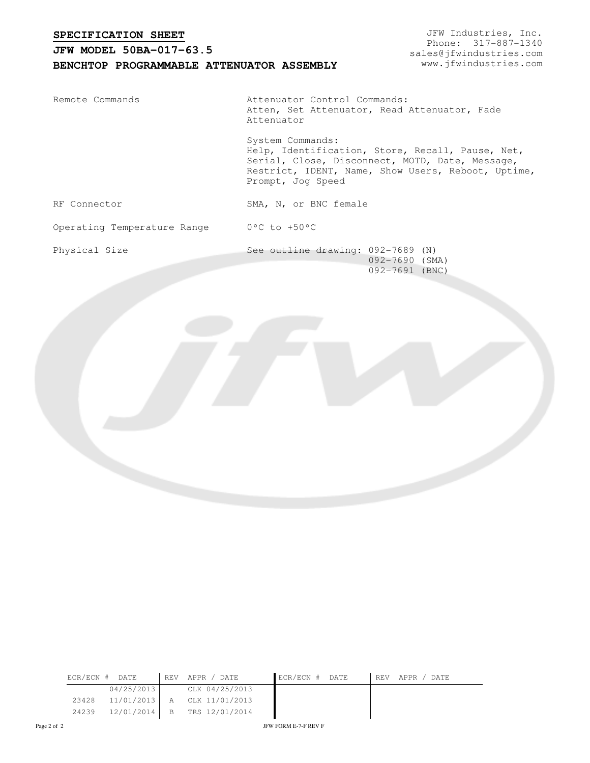**SPECIFICATION SHEET**

**JFW MODEL 50BA-017-63.5**

**BENCHTOP PROGRAMMABLE ATTENUATOR ASSEMBLY**

JFW Industries, Inc.
Phone: 317-887-1340
sales@jfwindustries.com
www.jfwindustries.com

| | |
|---|---|
| Remote Commands | Attenuator Control Commands: Atten, Set Attenuator, Read Attenuator, Fade Attenuator<br><br>System Commands: Help, Identification, Store, Recall, Pause, Net, Serial, Close, Disconnect, MOTD, Date, Message, Restrict, IDENT, Name, Show Users, Reboot, Uptime, Prompt, Jog Speed |
| RF Connector | SMA, N, or BNC female |
| Operating Temperature Range | 0°C to +50°C |
| Physical Size | See outline drawing: 092-7689 (N)<br>092-7690 (SMA)<br>092-7691 (BNC) |

| ECR/ECN # | DATE | REV | APPR / DATE | ECR/ECN # | DATE | REV | APPR / DATE |
|---|---|---|---|---|---|---|---|
| | 04/25/2013 | | CLK 04/25/2013 | | | | |
| 23428 | 11/01/2013 | A | CLK 11/01/2013 | | | | |
| 24239 | 12/01/2014 | B | TRS 12/01/2014 | | | | |

JFW FORM E-7-F REV F